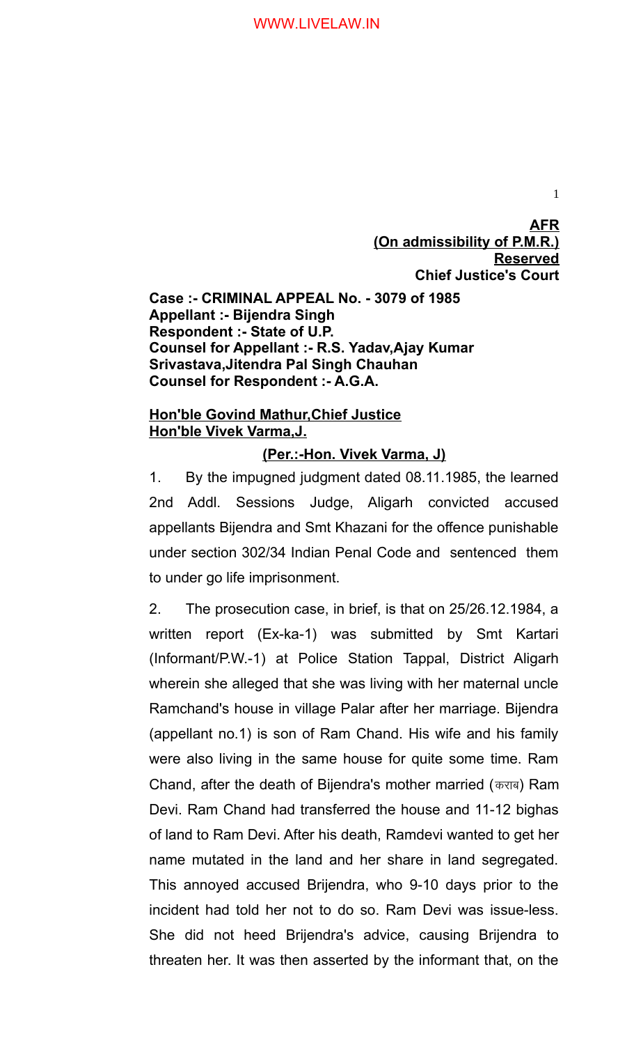**AFR**
**(On admissibility of P.M.R.)**
**Reserved**
**Chief Justice's Court**

**Case :- CRIMINAL APPEAL No. - 3079 of 1985**
**Appellant :- Bijendra Singh**
**Respondent :- State of U.P.**
**Counsel for Appellant :- R.S. Yadav,Ajay Kumar Srivastava,Jitendra Pal Singh Chauhan**
**Counsel for Respondent :- A.G.A.**

**Hon'ble Govind Mathur,Chief Justice**
**Hon'ble Vivek Varma,J.**

**(Per.:-Hon. Vivek Varma, J)**

1. By the impugned judgment dated 08.11.1985, the learned 2nd Addl. Sessions Judge, Aligarh convicted accused appellants Bijendra and Smt Khazani for the offence punishable under section 302/34 Indian Penal Code and sentenced them to under go life imprisonment.

2. The prosecution case, in brief, is that on 25/26.12.1984, a written report (Ex-ka-1) was submitted by Smt Kartari (Informant/P.W.-1) at Police Station Tappal, District Aligarh wherein she alleged that she was living with her maternal uncle Ramchand's house in village Palar after her marriage. Bijendra (appellant no.1) is son of Ram Chand. His wife and his family were also living in the same house for quite some time. Ram Chand, after the death of Bijendra's mother married (कराब) Ram Devi. Ram Chand had transferred the house and 11-12 bighas of land to Ram Devi. After his death, Ramdevi wanted to get her name mutated in the land and her share in land segregated. This annoyed accused Brijendra, who 9-10 days prior to the incident had told her not to do so. Ram Devi was issue-less. She did not heed Brijendra's advice, causing Brijendra to threaten her. It was then asserted by the informant that, on the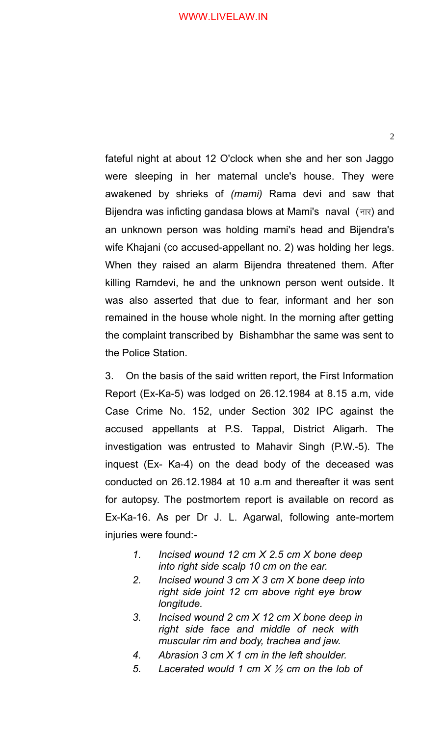fateful night at about 12 O'clock when she and her son Jaggo were sleeping in her maternal uncle's house. They were awakened by shrieks of *(mami)* Rama devi and saw that Bijendra was inficting gandasa blows at Mami's naval (नार) and an unknown person was holding mami's head and Bijendra's wife Khajani (co accused-appellant no. 2) was holding her legs. When they raised an alarm Bijendra threatened them. After killing Ramdevi, he and the unknown person went outside. It was also asserted that due to fear, informant and her son remained in the house whole night. In the morning after getting the complaint transcribed by Bishambhar the same was sent to the Police Station.

3. On the basis of the said written report, the First Information Report (Ex-Ka-5) was lodged on 26.12.1984 at 8.15 a.m, vide Case Crime No. 152, under Section 302 IPC against the accused appellants at P.S. Tappal, District Aligarh. The investigation was entrusted to Mahavir Singh (P.W.-5). The inquest (Ex- Ka-4) on the dead body of the deceased was conducted on 26.12.1984 at 10 a.m and thereafter it was sent for autopsy. The postmortem report is available on record as Ex-Ka-16. As per Dr J. L. Agarwal, following ante-mortem injuries were found:-

1. *Incised wound 12 cm X 2.5 cm X bone deep into right side scalp 10 cm on the ear.*
2. *Incised wound 3 cm X 3 cm X bone deep into right side joint 12 cm above right eye brow longitude.*
3. *Incised wound 2 cm X 12 cm X bone deep in right side face and middle of neck with muscular rim and body, trachea and jaw.*
4. *Abrasion 3 cm X 1 cm in the left shoulder.*
5. *Lacerated would 1 cm X ½ cm on the lob of*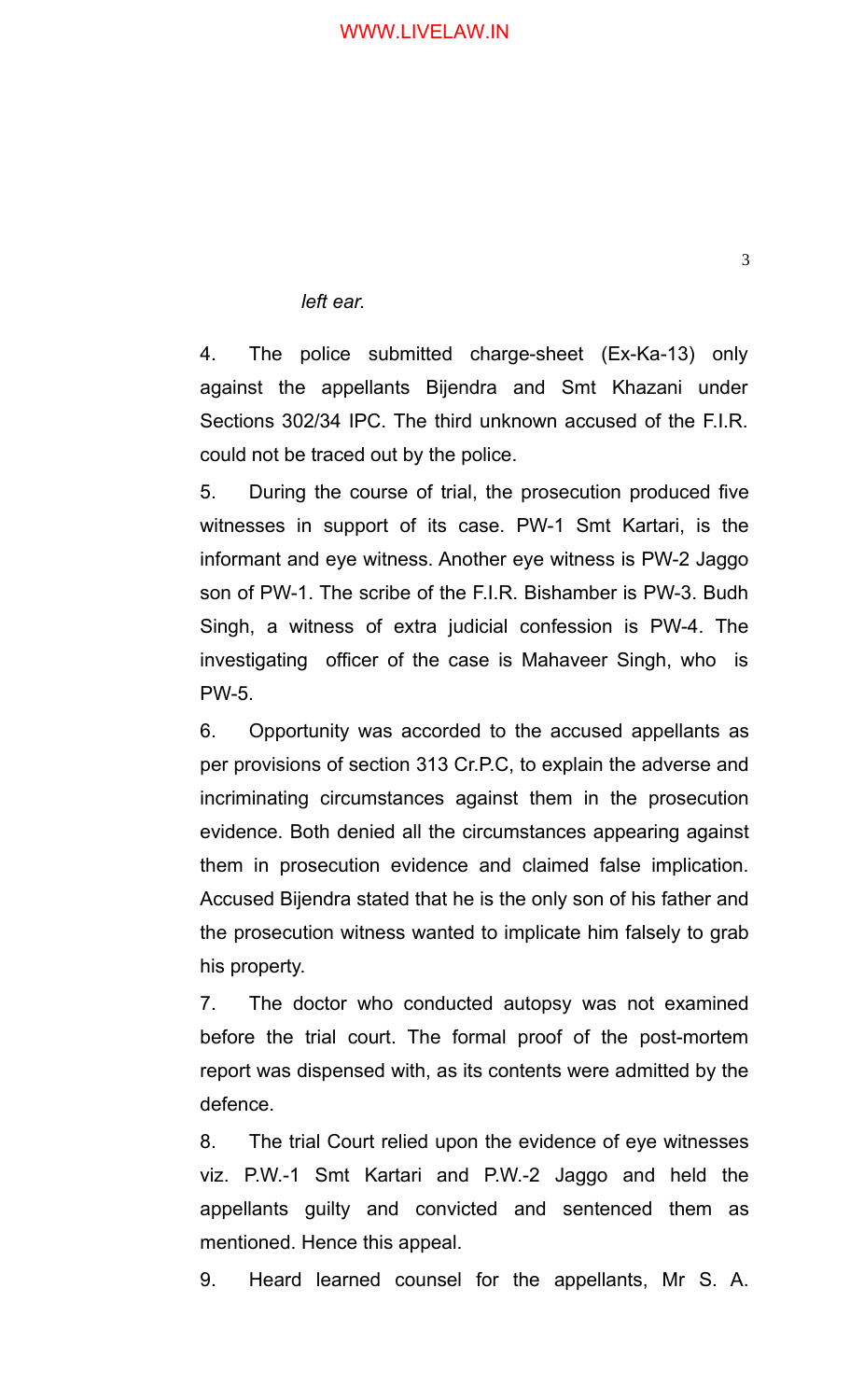*left ear.*

4. The police submitted charge-sheet (Ex-Ka-13) only against the appellants Bijendra and Smt Khazani under Sections 302/34 IPC. The third unknown accused of the F.I.R. could not be traced out by the police.

5. During the course of trial, the prosecution produced five witnesses in support of its case. PW-1 Smt Kartari, is the informant and eye witness. Another eye witness is PW-2 Jaggo son of PW-1. The scribe of the F.I.R. Bishamber is PW-3. Budh Singh, a witness of extra judicial confession is PW-4. The investigating officer of the case is Mahaveer Singh, who is PW-5.

6. Opportunity was accorded to the accused appellants as per provisions of section 313 Cr.P.C, to explain the adverse and incriminating circumstances against them in the prosecution evidence. Both denied all the circumstances appearing against them in prosecution evidence and claimed false implication. Accused Bijendra stated that he is the only son of his father and the prosecution witness wanted to implicate him falsely to grab his property.

7. The doctor who conducted autopsy was not examined before the trial court. The formal proof of the post-mortem report was dispensed with, as its contents were admitted by the defence.

8. The trial Court relied upon the evidence of eye witnesses viz. P.W.-1 Smt Kartari and P.W.-2 Jaggo and held the appellants guilty and convicted and sentenced them as mentioned. Hence this appeal.

9. Heard learned counsel for the appellants, Mr S. A.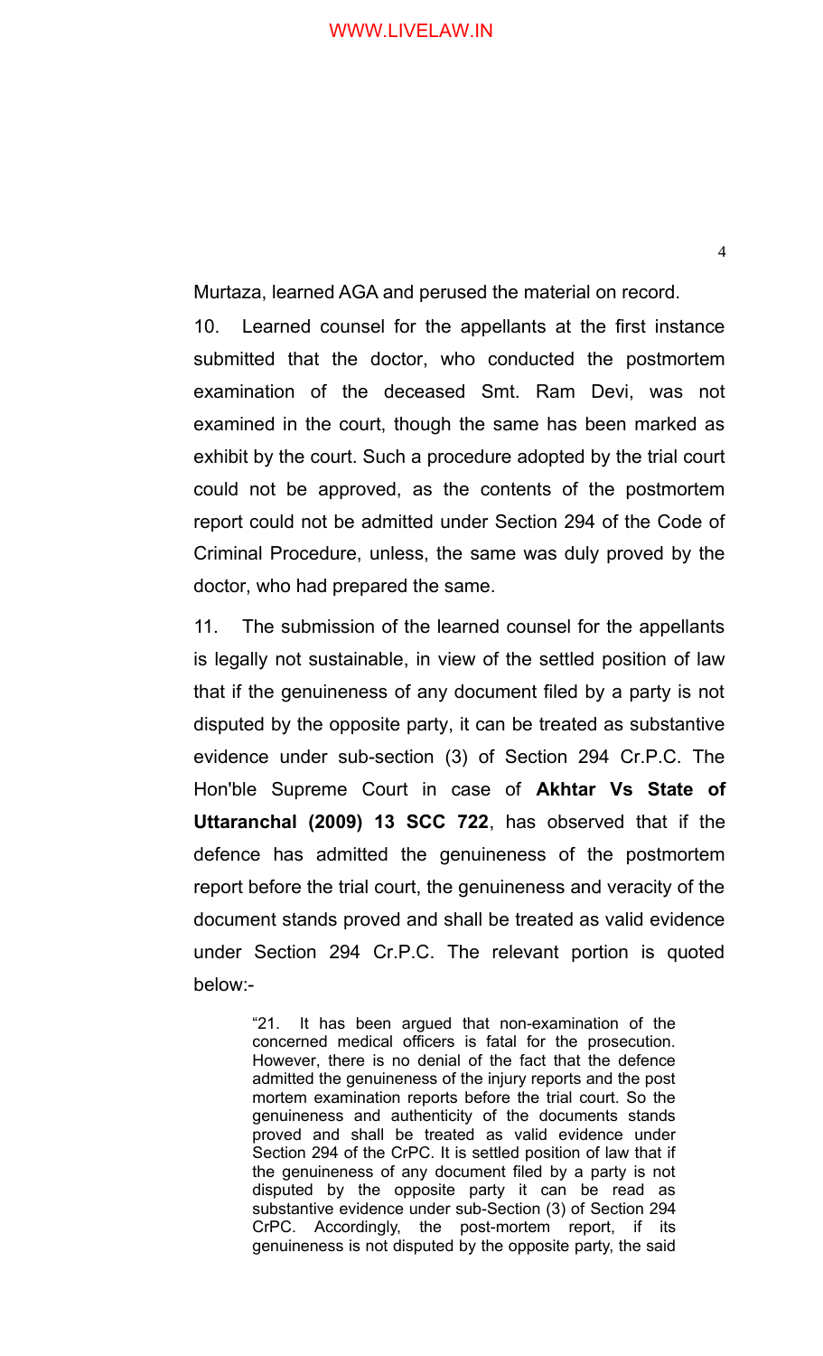Murtaza, learned AGA and perused the material on record.

10. Learned counsel for the appellants at the first instance submitted that the doctor, who conducted the postmortem examination of the deceased Smt. Ram Devi, was not examined in the court, though the same has been marked as exhibit by the court. Such a procedure adopted by the trial court could not be approved, as the contents of the postmortem report could not be admitted under Section 294 of the Code of Criminal Procedure, unless, the same was duly proved by the doctor, who had prepared the same.

11. The submission of the learned counsel for the appellants is legally not sustainable, in view of the settled position of law that if the genuineness of any document filed by a party is not disputed by the opposite party, it can be treated as substantive evidence under sub-section (3) of Section 294 Cr.P.C. The Hon'ble Supreme Court in case of **Akhtar Vs State of Uttaranchal (2009) 13 SCC 722**, has observed that if the defence has admitted the genuineness of the postmortem report before the trial court, the genuineness and veracity of the document stands proved and shall be treated as valid evidence under Section 294 Cr.P.C. The relevant portion is quoted below:-

> "21. It has been argued that non-examination of the concerned medical officers is fatal for the prosecution. However, there is no denial of the fact that the defence admitted the genuineness of the injury reports and the post mortem examination reports before the trial court. So the genuineness and authenticity of the documents stands proved and shall be treated as valid evidence under Section 294 of the CrPC. It is settled position of law that if the genuineness of any document filed by a party is not disputed by the opposite party it can be read as substantive evidence under sub-Section (3) of Section 294 CrPC. Accordingly, the post-mortem report, if its genuineness is not disputed by the opposite party, the said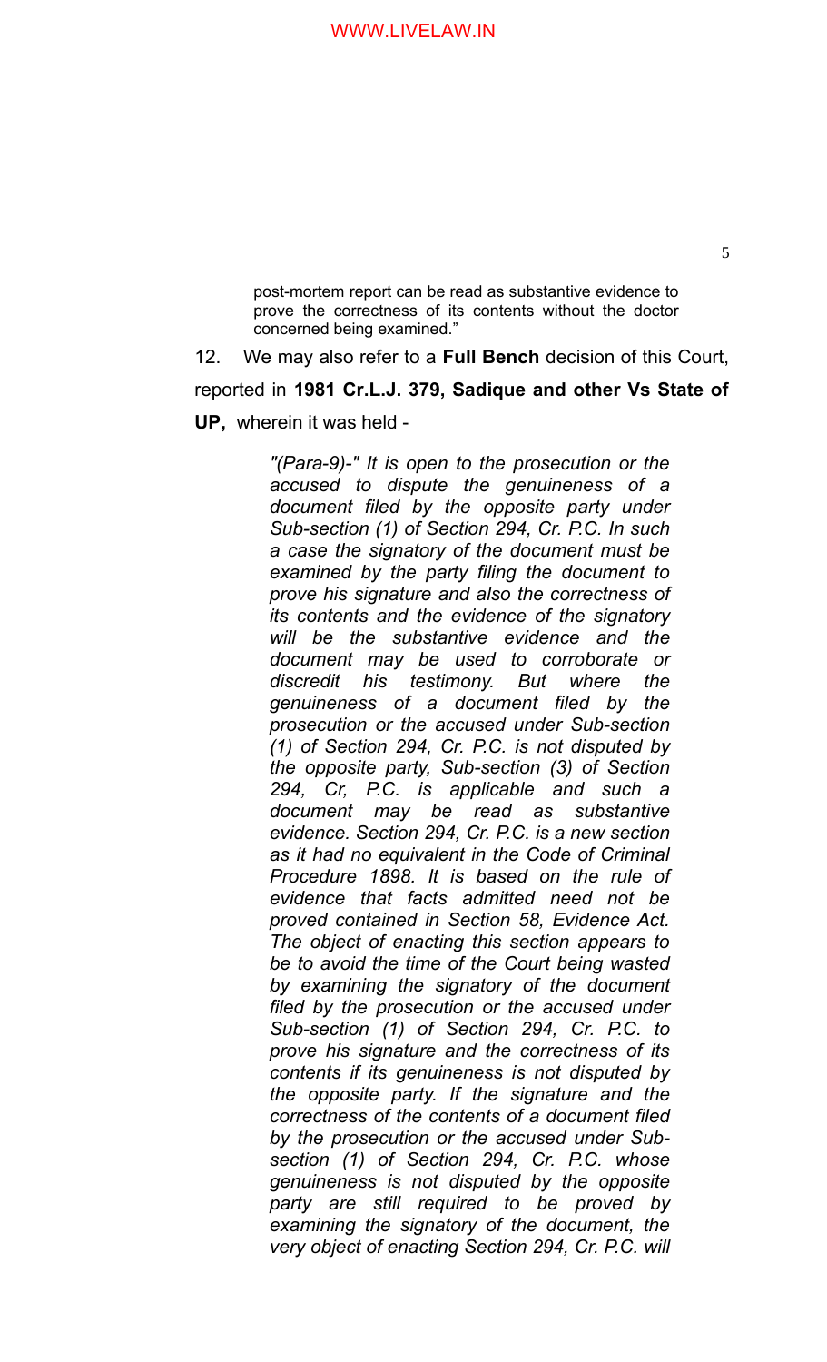post-mortem report can be read as substantive evidence to prove the correctness of its contents without the doctor concerned being examined."

12. We may also refer to a **Full Bench** decision of this Court, reported in **1981 Cr.L.J. 379, Sadique and other Vs State of UP,** wherein it was held -

> *"(Para-9)-" It is open to the prosecution or the accused to dispute the genuineness of a document filed by the opposite party under Sub-section (1) of Section 294, Cr. P.C. In such a case the signatory of the document must be examined by the party filing the document to prove his signature and also the correctness of its contents and the evidence of the signatory will be the substantive evidence and the document may be used to corroborate or discredit his testimony. But where the genuineness of a document filed by the prosecution or the accused under Sub-section (1) of Section 294, Cr. P.C. is not disputed by the opposite party, Sub-section (3) of Section 294, Cr, P.C. is applicable and such a document may be read as substantive evidence. Section 294, Cr. P.C. is a new section as it had no equivalent in the Code of Criminal Procedure 1898. It is based on the rule of evidence that facts admitted need not be proved contained in Section 58, Evidence Act. The object of enacting this section appears to be to avoid the time of the Court being wasted by examining the signatory of the document filed by the prosecution or the accused under Sub-section (1) of Section 294, Cr. P.C. to prove his signature and the correctness of its contents if its genuineness is not disputed by the opposite party. If the signature and the correctness of the contents of a document filed by the prosecution or the accused under Sub-section (1) of Section 294, Cr. P.C. whose genuineness is not disputed by the opposite party are still required to be proved by examining the signatory of the document, the very object of enacting Section 294, Cr. P.C. will*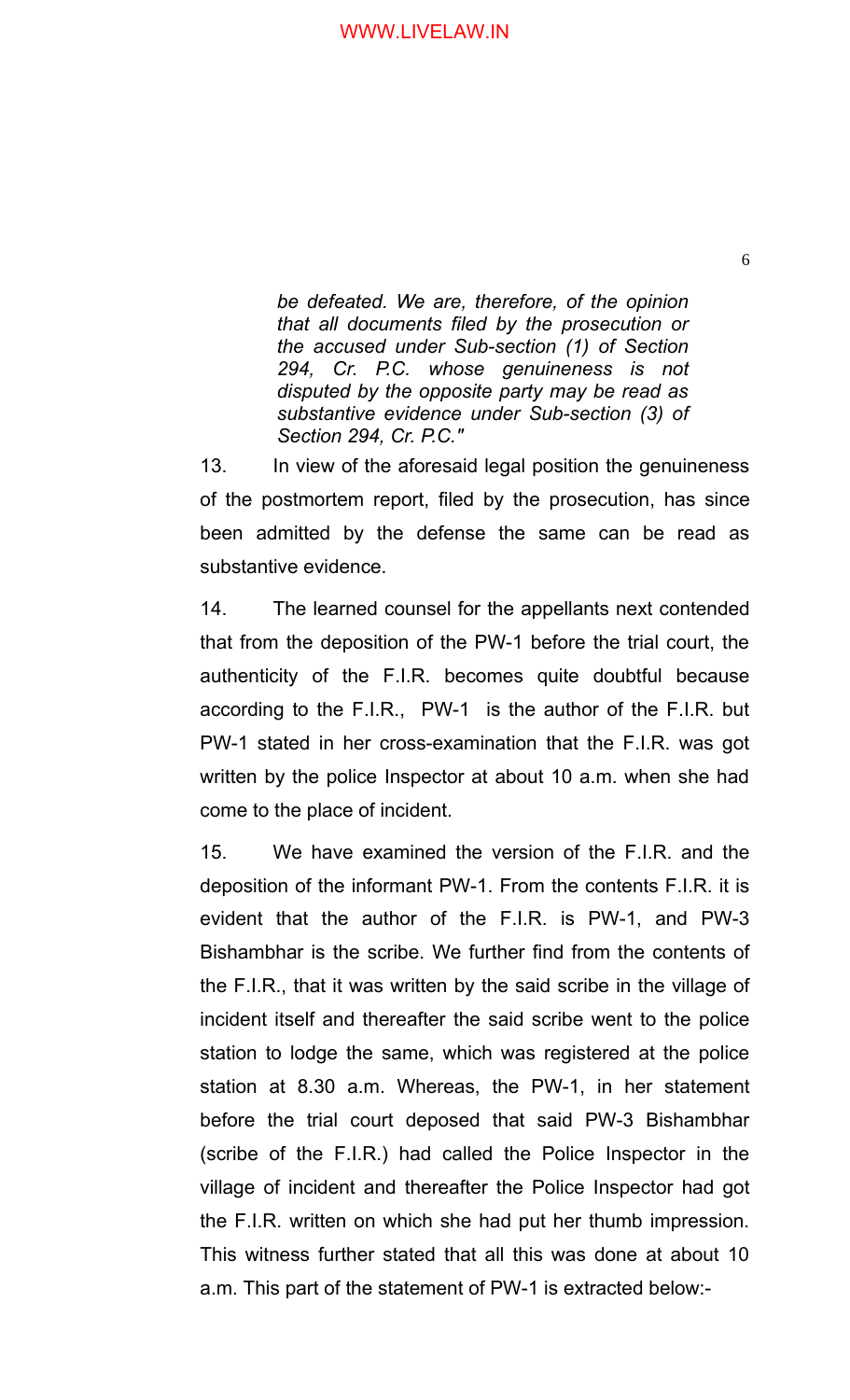*be defeated. We are, therefore, of the opinion that all documents filed by the prosecution or the accused under Sub-section (1) of Section 294, Cr. P.C. whose genuineness is not disputed by the opposite party may be read as substantive evidence under Sub-section (3) of Section 294, Cr. P.C."*

13. In view of the aforesaid legal position the genuineness of the postmortem report, filed by the prosecution, has since been admitted by the defense the same can be read as substantive evidence.

14. The learned counsel for the appellants next contended that from the deposition of the PW-1 before the trial court, the authenticity of the F.I.R. becomes quite doubtful because according to the F.I.R., PW-1 is the author of the F.I.R. but PW-1 stated in her cross-examination that the F.I.R. was got written by the police Inspector at about 10 a.m. when she had come to the place of incident.

15. We have examined the version of the F.I.R. and the deposition of the informant PW-1. From the contents F.I.R. it is evident that the author of the F.I.R. is PW-1, and PW-3 Bishambhar is the scribe. We further find from the contents of the F.I.R., that it was written by the said scribe in the village of incident itself and thereafter the said scribe went to the police station to lodge the same, which was registered at the police station at 8.30 a.m. Whereas, the PW-1, in her statement before the trial court deposed that said PW-3 Bishambhar (scribe of the F.I.R.) had called the Police Inspector in the village of incident and thereafter the Police Inspector had got the F.I.R. written on which she had put her thumb impression. This witness further stated that all this was done at about 10 a.m. This part of the statement of PW-1 is extracted below:-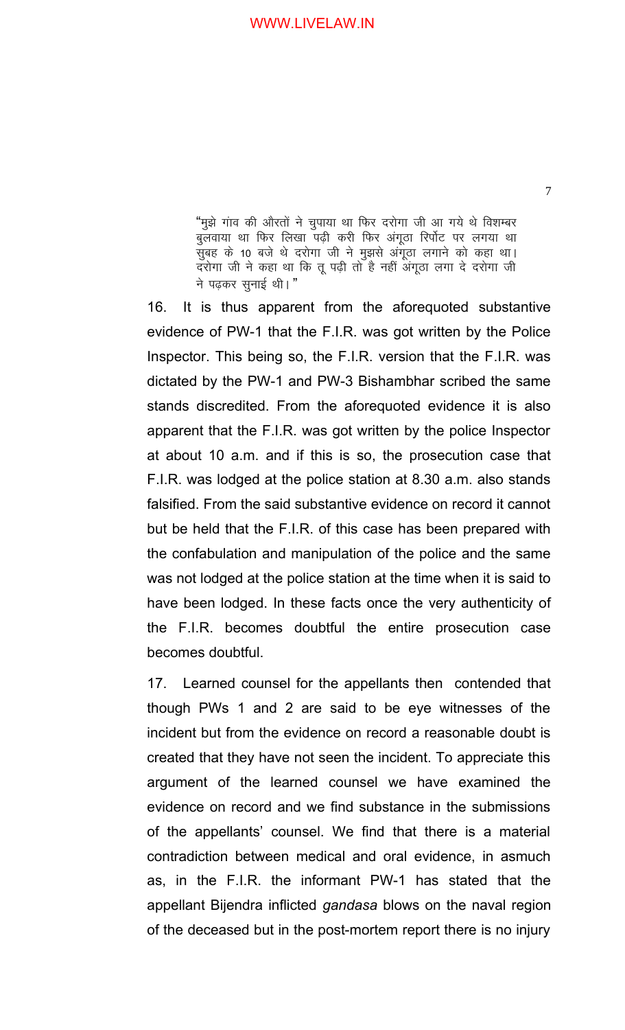"मुझे गांव की औरतों ने चुपाया था फिर दरोगा जी आ गये थे विशम्बर बुलवाया था फिर लिखा पढ़ी करी फिर अंगूठा रिर्पोट पर लगया था सुबह के 10 बजे थे दरोगा जी ने मुझसे अंगूठा लगाने को कहा था। दरोगा जी ने कहा था कि तू पढ़ी तो है नहीं अंगूठा लगा दे दरोगा जी ने पढ़कर सुनाई थी।"

16. It is thus apparent from the aforequoted substantive evidence of PW-1 that the F.I.R. was got written by the Police Inspector. This being so, the F.I.R. version that the F.I.R. was dictated by the PW-1 and PW-3 Bishambhar scribed the same stands discredited. From the aforequoted evidence it is also apparent that the F.I.R. was got written by the police Inspector at about 10 a.m. and if this is so, the prosecution case that F.I.R. was lodged at the police station at 8.30 a.m. also stands falsified. From the said substantive evidence on record it cannot but be held that the F.I.R. of this case has been prepared with the confabulation and manipulation of the police and the same was not lodged at the police station at the time when it is said to have been lodged. In these facts once the very authenticity of the F.I.R. becomes doubtful the entire prosecution case becomes doubtful.

17. Learned counsel for the appellants then contended that though PWs 1 and 2 are said to be eye witnesses of the incident but from the evidence on record a reasonable doubt is created that they have not seen the incident. To appreciate this argument of the learned counsel we have examined the evidence on record and we find substance in the submissions of the appellants' counsel. We find that there is a material contradiction between medical and oral evidence, in asmuch as, in the F.I.R. the informant PW-1 has stated that the appellant Bijendra inflicted *gandasa* blows on the naval region of the deceased but in the post-mortem report there is no injury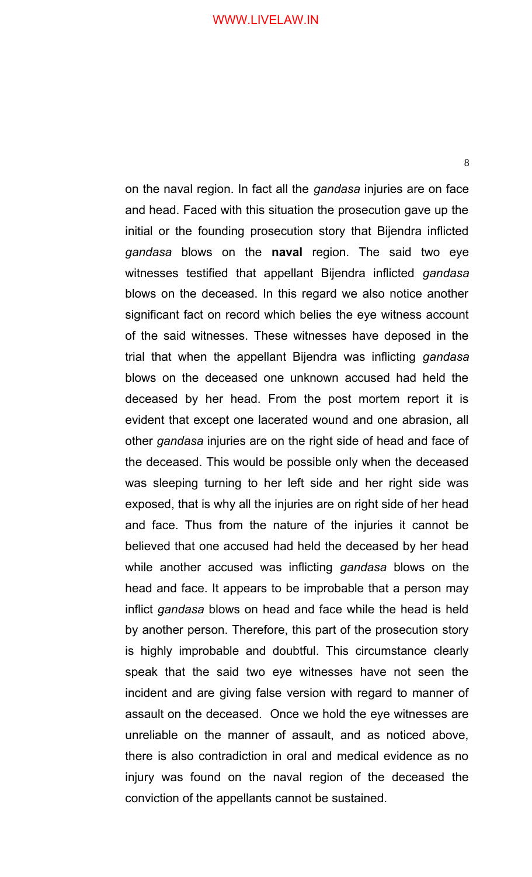on the naval region. In fact all the *gandasa* injuries are on face and head. Faced with this situation the prosecution gave up the initial or the founding prosecution story that Bijendra inflicted *gandasa* blows on the **naval** region. The said two eye witnesses testified that appellant Bijendra inflicted *gandasa* blows on the deceased. In this regard we also notice another significant fact on record which belies the eye witness account of the said witnesses. These witnesses have deposed in the trial that when the appellant Bijendra was inflicting *gandasa* blows on the deceased one unknown accused had held the deceased by her head. From the post mortem report it is evident that except one lacerated wound and one abrasion, all other *gandasa* injuries are on the right side of head and face of the deceased. This would be possible only when the deceased was sleeping turning to her left side and her right side was exposed, that is why all the injuries are on right side of her head and face. Thus from the nature of the injuries it cannot be believed that one accused had held the deceased by her head while another accused was inflicting *gandasa* blows on the head and face. It appears to be improbable that a person may inflict *gandasa* blows on head and face while the head is held by another person. Therefore, this part of the prosecution story is highly improbable and doubtful. This circumstance clearly speak that the said two eye witnesses have not seen the incident and are giving false version with regard to manner of assault on the deceased. Once we hold the eye witnesses are unreliable on the manner of assault, and as noticed above, there is also contradiction in oral and medical evidence as no injury was found on the naval region of the deceased the conviction of the appellants cannot be sustained.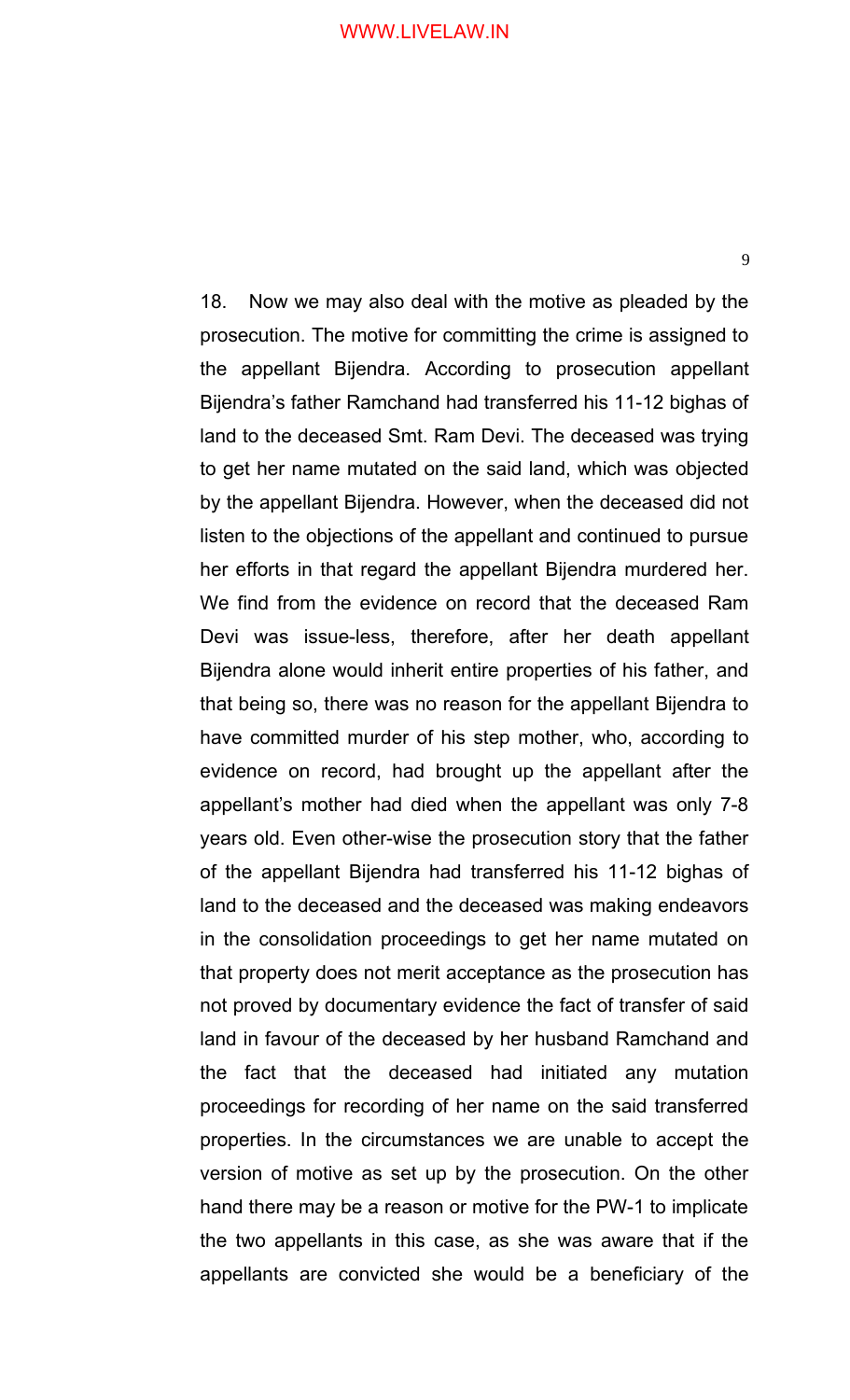18. Now we may also deal with the motive as pleaded by the prosecution. The motive for committing the crime is assigned to the appellant Bijendra. According to prosecution appellant Bijendra's father Ramchand had transferred his 11-12 bighas of land to the deceased Smt. Ram Devi. The deceased was trying to get her name mutated on the said land, which was objected by the appellant Bijendra. However, when the deceased did not listen to the objections of the appellant and continued to pursue her efforts in that regard the appellant Bijendra murdered her. We find from the evidence on record that the deceased Ram Devi was issue-less, therefore, after her death appellant Bijendra alone would inherit entire properties of his father, and that being so, there was no reason for the appellant Bijendra to have committed murder of his step mother, who, according to evidence on record, had brought up the appellant after the appellant's mother had died when the appellant was only 7-8 years old. Even other-wise the prosecution story that the father of the appellant Bijendra had transferred his 11-12 bighas of land to the deceased and the deceased was making endeavors in the consolidation proceedings to get her name mutated on that property does not merit acceptance as the prosecution has not proved by documentary evidence the fact of transfer of said land in favour of the deceased by her husband Ramchand and the fact that the deceased had initiated any mutation proceedings for recording of her name on the said transferred properties. In the circumstances we are unable to accept the version of motive as set up by the prosecution. On the other hand there may be a reason or motive for the PW-1 to implicate the two appellants in this case, as she was aware that if the appellants are convicted she would be a beneficiary of the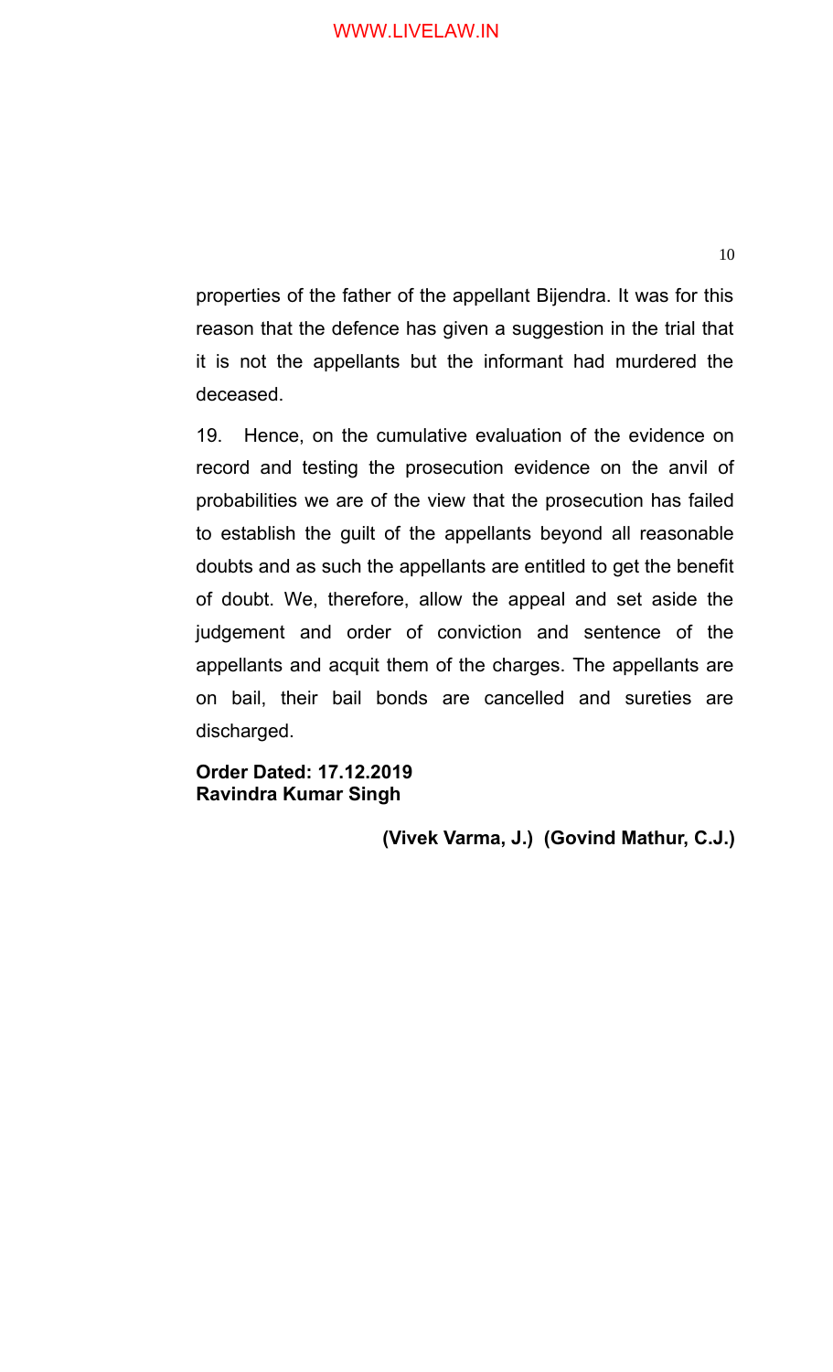properties of the father of the appellant Bijendra. It was for this reason that the defence has given a suggestion in the trial that it is not the appellants but the informant had murdered the deceased.

19. Hence, on the cumulative evaluation of the evidence on record and testing the prosecution evidence on the anvil of probabilities we are of the view that the prosecution has failed to establish the guilt of the appellants beyond all reasonable doubts and as such the appellants are entitled to get the benefit of doubt. We, therefore, allow the appeal and set aside the judgement and order of conviction and sentence of the appellants and acquit them of the charges. The appellants are on bail, their bail bonds are cancelled and sureties are discharged.

**Order Dated: 17.12.2019**
**Ravindra Kumar Singh**

**(Vivek Varma, J.) (Govind Mathur, C.J.)**